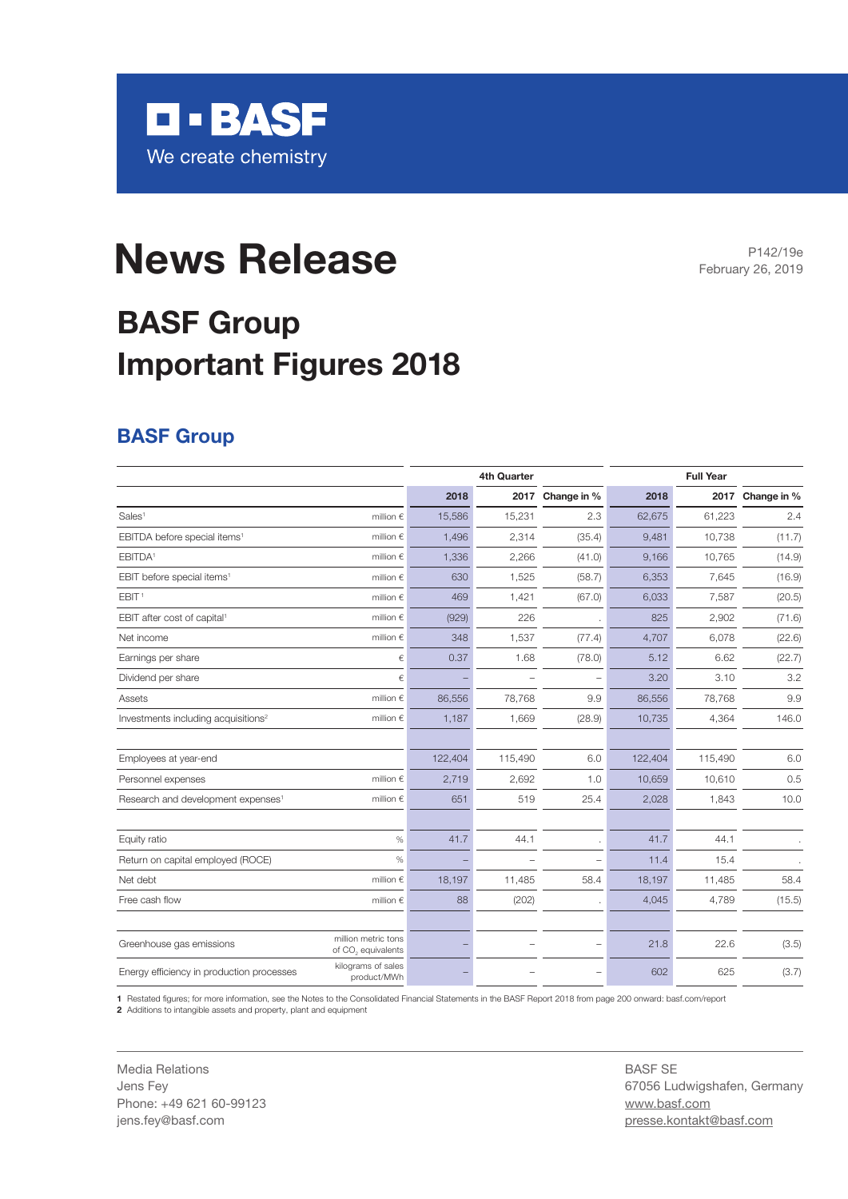BASF
We create chemistry

# News Release

P142/19e
February 26, 2019

# BASF Group Important Figures 2018

## BASF Group

| | | 4th Quarter | | | Full Year | | |
|---|---|---|---|---|---|---|---|
| | | **2018** | 2017 | Change in % | **2018** | 2017 | Change in % |
| Sales[1] | million € | 15,586 | 15,231 | 2.3 | 62,675 | 61,223 | 2.4 |
| EBITDA before special items[1] | million € | 1,496 | 2,314 | (35.4) | 9,481 | 10,738 | (11.7) |
| EBITDA[1] | million € | 1,336 | 2,266 | (41.0) | 9,166 | 10,765 | (14.9) |
| EBIT before special items[1] | million € | 630 | 1,525 | (58.7) | 6,353 | 7,645 | (16.9) |
| EBIT[1] | million € | 469 | 1,421 | (67.0) | 6,033 | 7,587 | (20.5) |
| EBIT after cost of capital[1] | million € | (929) | 226 | . | 825 | 2,902 | (71.6) |
| Net income | million € | 348 | 1,537 | (77.4) | 4,707 | 6,078 | (22.6) |
| Earnings per share | € | 0.37 | 1.68 | (78.0) | 5.12 | 6.62 | (22.7) |
| Dividend per share | € | – | – | – | 3.20 | 3.10 | 3.2 |
| Assets | million € | 86,556 | 78,768 | 9.9 | 86,556 | 78,768 | 9.9 |
| Investments including acquisitions[2] | million € | 1,187 | 1,669 | (28.9) | 10,735 | 4,364 | 146.0 |
| | | | | | | | |
| Employees at year-end | | 122,404 | 115,490 | 6.0 | 122,404 | 115,490 | 6.0 |
| Personnel expenses | million € | 2,719 | 2,692 | 1.0 | 10,659 | 10,610 | 0.5 |
| Research and development expenses[1] | million € | 651 | 519 | 25.4 | 2,028 | 1,843 | 10.0 |
| | | | | | | | |
| Equity ratio | % | 41.7 | 44.1 | . | 41.7 | 44.1 | . |
| Return on capital employed (ROCE) | % | – | – | – | 11.4 | 15.4 | . |
| Net debt | million € | 18,197 | 11,485 | 58.4 | 18,197 | 11,485 | 58.4 |
| Free cash flow | million € | 88 | (202) | . | 4,045 | 4,789 | (15.5) |
| | | | | | | | |
| Greenhouse gas emissions | million metric tons of $CO_2$ equivalents | – | – | – | 21.8 | 22.6 | (3.5) |
| Energy efficiency in production processes | kilograms of sales product/MWh | – | – | – | 602 | 625 | (3.7) |

**1** Restated figures; for more information, see the Notes to the Consolidated Financial Statements in the BASF Report 2018 from page 200 onward: basf.com/report
**2** Additions to intangible assets and property, plant and equipment

Media Relations
Jens Fey
Phone: +49 621 60-99123
jens.fey@basf.com

BASF SE
67056 Ludwigshafen, Germany
www.basf.com
presse.kontakt@basf.com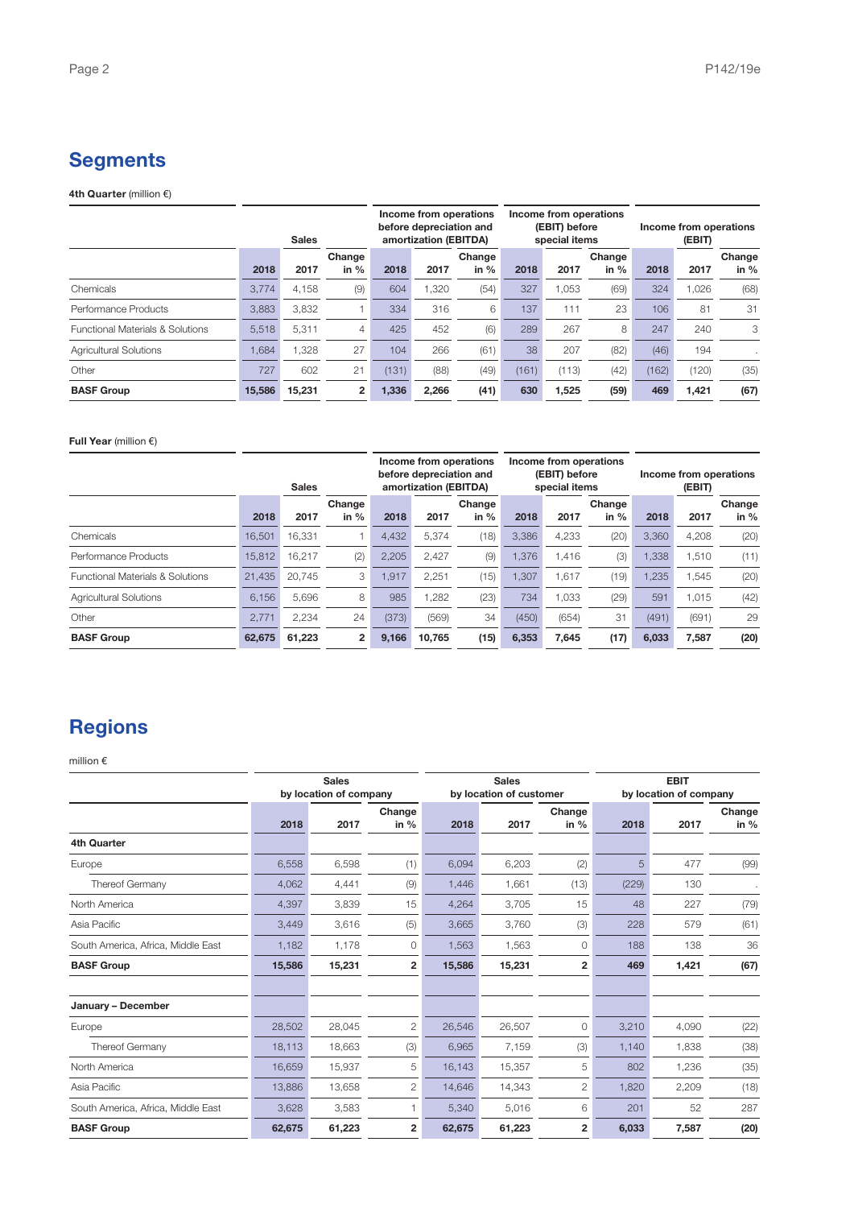## Segments

**4th Quarter** (million €)

| | Sales | | | Income from operations before depreciation and amortization (EBITDA) | | | Income from operations (EBIT) before special items | | | Income from operations (EBIT) | | |
|---|---|---|---|---|---|---|---|---|---|---|---|---|
| | 2018 | 2017 | Change in % | 2018 | 2017 | Change in % | 2018 | 2017 | Change in % | 2018 | 2017 | Change in % |
| Chemicals | 3,774 | 4,158 | (9) | 604 | 1,320 | (54) | 327 | 1,053 | (69) | 324 | 1,026 | (68) |
| Performance Products | 3,883 | 3,832 | 1 | 334 | 316 | 6 | 137 | 111 | 23 | 106 | 81 | 31 |
| Functional Materials & Solutions | 5,518 | 5,311 | 4 | 425 | 452 | (6) | 289 | 267 | 8 | 247 | 240 | 3 |
| Agricultural Solutions | 1,684 | 1,328 | 27 | 104 | 266 | (61) | 38 | 207 | (82) | (46) | 194 | . |
| Other | 727 | 602 | 21 | (131) | (88) | (49) | (161) | (113) | (42) | (162) | (120) | (35) |
| **BASF Group** | **15,586** | **15,231** | **2** | **1,336** | **2,266** | **(41)** | **630** | **1,525** | **(59)** | **469** | **1,421** | **(67)** |

**Full Year** (million €)

| | Sales | | | Income from operations before depreciation and amortization (EBITDA) | | | Income from operations (EBIT) before special items | | | Income from operations (EBIT) | | |
|---|---|---|---|---|---|---|---|---|---|---|---|---|
| | 2018 | 2017 | Change in % | 2018 | 2017 | Change in % | 2018 | 2017 | Change in % | 2018 | 2017 | Change in % |
| Chemicals | 16,501 | 16,331 | 1 | 4,432 | 5,374 | (18) | 3,386 | 4,233 | (20) | 3,360 | 4,208 | (20) |
| Performance Products | 15,812 | 16,217 | (2) | 2,205 | 2,427 | (9) | 1,376 | 1,416 | (3) | 1,338 | 1,510 | (11) |
| Functional Materials & Solutions | 21,435 | 20,745 | 3 | 1,917 | 2,251 | (15) | 1,307 | 1,617 | (19) | 1,235 | 1,545 | (20) |
| Agricultural Solutions | 6,156 | 5,696 | 8 | 985 | 1,282 | (23) | 734 | 1,033 | (29) | 591 | 1,015 | (42) |
| Other | 2,771 | 2,234 | 24 | (373) | (569) | 34 | (450) | (654) | 31 | (491) | (691) | 29 |
| **BASF Group** | **62,675** | **61,223** | **2** | **9,166** | **10,765** | **(15)** | **6,353** | **7,645** | **(17)** | **6,033** | **7,587** | **(20)** |

## Regions

million €

| | Sales by location of company | | | Sales by location of customer | | | EBIT by location of company | | |
|---|---|---|---|---|---|---|---|---|---|
| | 2018 | 2017 | Change in % | 2018 | 2017 | Change in % | 2018 | 2017 | Change in % |
| **4th Quarter** | | | | | | | | | |
| Europe | 6,558 | 6,598 | (1) | 6,094 | 6,203 | (2) | 5 | 477 | (99) |
| Thereof Germany | 4,062 | 4,441 | (9) | 1,446 | 1,661 | (13) | (229) | 130 | . |
| North America | 4,397 | 3,839 | 15 | 4,264 | 3,705 | 15 | 48 | 227 | (79) |
| Asia Pacific | 3,449 | 3,616 | (5) | 3,665 | 3,760 | (3) | 228 | 579 | (61) |
| South America, Africa, Middle East | 1,182 | 1,178 | 0 | 1,563 | 1,563 | 0 | 188 | 138 | 36 |
| **BASF Group** | **15,586** | **15,231** | **2** | **15,586** | **15,231** | **2** | **469** | **1,421** | **(67)** |
| | | | | | | | | | |
| **January – December** | | | | | | | | | |
| Europe | 28,502 | 28,045 | 2 | 26,546 | 26,507 | 0 | 3,210 | 4,090 | (22) |
| Thereof Germany | 18,113 | 18,663 | (3) | 6,965 | 7,159 | (3) | 1,140 | 1,838 | (38) |
| North America | 16,659 | 15,937 | 5 | 16,143 | 15,357 | 5 | 802 | 1,236 | (35) |
| Asia Pacific | 13,886 | 13,658 | 2 | 14,646 | 14,343 | 2 | 1,820 | 2,209 | (18) |
| South America, Africa, Middle East | 3,628 | 3,583 | 1 | 5,340 | 5,016 | 6 | 201 | 52 | 287 |
| **BASF Group** | **62,675** | **61,223** | **2** | **62,675** | **61,223** | **2** | **6,033** | **7,587** | **(20)** |